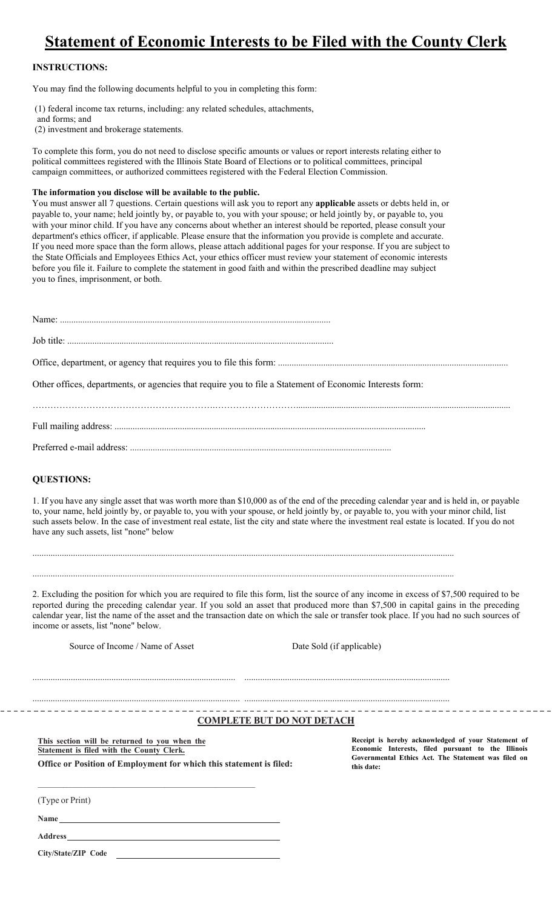# Statement of Economic Interests to be Filed with the County Clerk

**INSTRUCTIONS:**

You may find the following documents helpful to you in completing this form:

(1) federal income tax returns, including: any related schedules, attachments, and forms; and
(2) investment and brokerage statements.

To complete this form, you do not need to disclose specific amounts or values or report interests relating either to political committees registered with the Illinois State Board of Elections or to political committees, principal campaign committees, or authorized committees registered with the Federal Election Commission.

**The information you disclose will be available to the public.**
You must answer all 7 questions. Certain questions will ask you to report any **applicable** assets or debts held in, or payable to, your name; held jointly by, or payable to, you with your spouse; or held jointly by, or payable to, you with your minor child. If you have any concerns about whether an interest should be reported, please consult your department's ethics officer, if applicable. Please ensure that the information you provide is complete and accurate. If you need more space than the form allows, please attach additional pages for your response. If you are subject to the State Officials and Employees Ethics Act, your ethics officer must review your statement of economic interests before you file it. Failure to complete the statement in good faith and within the prescribed deadline may subject you to fines, imprisonment, or both.

Name: ........................................................................................................................

Job title: ......................................................................................................................

Office, department, or agency that requires you to file this form: ....................................................................................................

Other offices, departments, or agencies that require you to file a Statement of Economic Interests form:

..................................................................................................................................................................................................

Full mailing address: .........................................................................................................................................

Preferred e-mail address: ...................................................................................................................

**QUESTIONS:**

1. If you have any single asset that was worth more than $10,000 as of the end of the preceding calendar year and is held in, or payable to, your name, held jointly by, or payable to, you with your spouse, or held jointly by, or payable to, you with your minor child, list such assets below. In the case of investment real estate, list the city and state where the investment real estate is located. If you do not have any such assets, list "none" below

..................................................................................................................................................................................

..................................................................................................................................................................................

2. Excluding the position for which you are required to file this form, list the source of any income in excess of $7,500 required to be reported during the preceding calendar year. If you sold an asset that produced more than $7,500 in capital gains in the preceding calendar year, list the name of the asset and the transaction date on which the sale or transfer took place. If you had no such sources of income or assets, list "none" below.

| Source of Income / Name of Asset | Date Sold (if applicable) |
|---|---|
| .......................................................................... | .......................................................................... |
| .......................................................................... | .......................................................................... |

**COMPLETE BUT DO NOT DETACH**

**This section will be returned to you when the Statement is filed with the County Clerk.**

**Office or Position of Employment for which this statement is filed:**

____________________________________________

(Type or Print)

**Name** ____________________________________________

**Address** ____________________________________________

**City/State/ZIP Code** ____________________________________

**Receipt is hereby acknowledged of your Statement of Economic Interests, filed pursuant to the Illinois Governmental Ethics Act. The Statement was filed on this date:**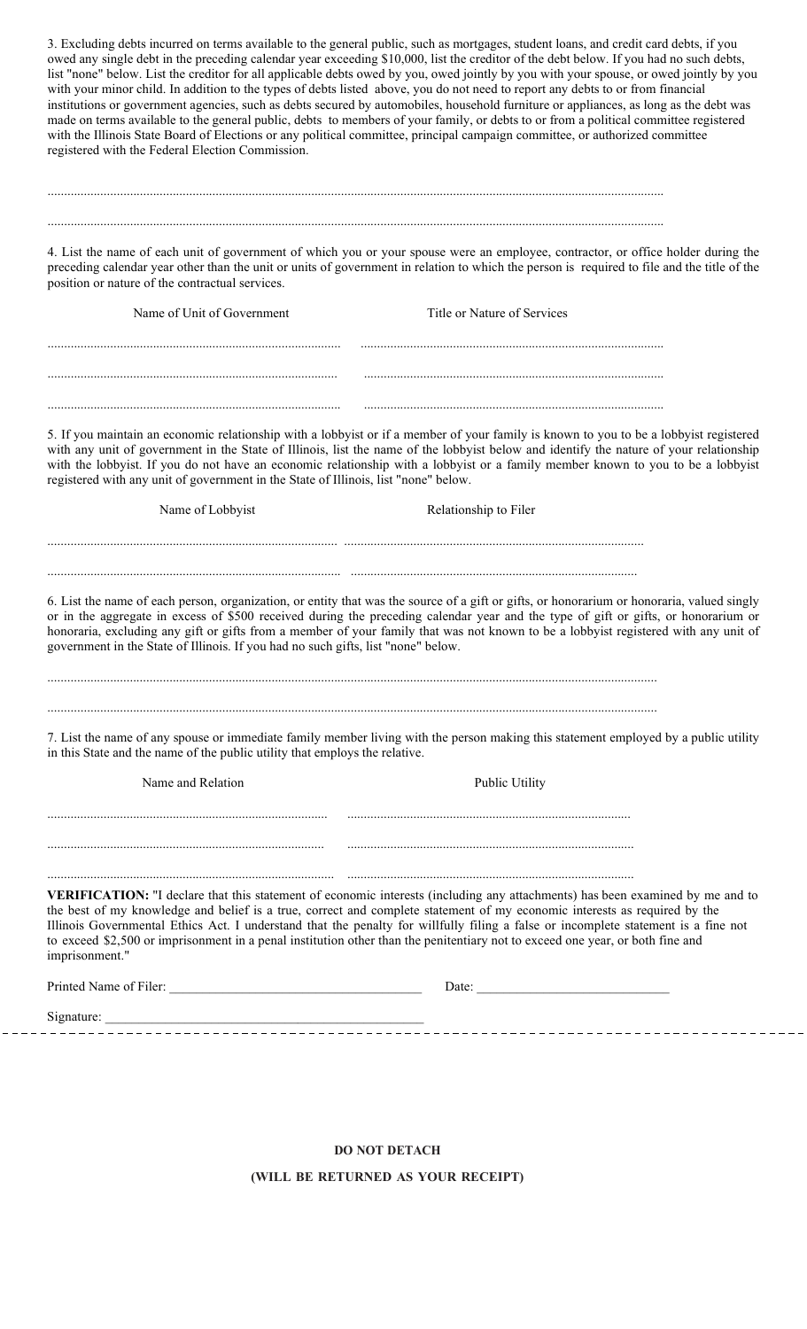3. Excluding debts incurred on terms available to the general public, such as mortgages, student loans, and credit card debts, if you owed any single debt in the preceding calendar year exceeding $10,000, list the creditor of the debt below. If you had no such debts, list "none" below. List the creditor for all applicable debts owed by you, owed jointly by you with your spouse, or owed jointly by you with your minor child. In addition to the types of debts listed above, you do not need to report any debts to or from financial institutions or government agencies, such as debts secured by automobiles, household furniture or appliances, as long as the debt was made on terms available to the general public, debts to members of your family, or debts to or from a political committee registered with the Illinois State Board of Elections or any political committee, principal campaign committee, or authorized committee registered with the Federal Election Commission.

..............................................................................................................................................................................

..............................................................................................................................................................................

4. List the name of each unit of government of which you or your spouse were an employee, contractor, or office holder during the preceding calendar year other than the unit or units of government in relation to which the person is required to file and the title of the position or nature of the contractual services.

| Name of Unit of Government | Title or Nature of Services |
|---|---|
| .......................................................................... | .......................................................................... |
| .......................................................................... | .......................................................................... |
| .......................................................................... | .......................................................................... |

5. If you maintain an economic relationship with a lobbyist or if a member of your family is known to you to be a lobbyist registered with any unit of government in the State of Illinois, list the name of the lobbyist below and identify the nature of your relationship with the lobbyist. If you do not have an economic relationship with a lobbyist or a family member known to you to be a lobbyist registered with any unit of government in the State of Illinois, list "none" below.

| Name of Lobbyist | Relationship to Filer |
|---|---|
| .......................................................................... | .......................................................................... |
| .......................................................................... | .......................................................................... |

6. List the name of each person, organization, or entity that was the source of a gift or gifts, or honorarium or honoraria, valued singly or in the aggregate in excess of $500 received during the preceding calendar year and the type of gift or gifts, or honorarium or honoraria, excluding any gift or gifts from a member of your family that was not known to be a lobbyist registered with any unit of government in the State of Illinois. If you had no such gifts, list "none" below.

..............................................................................................................................................................................

..............................................................................................................................................................................

7. List the name of any spouse or immediate family member living with the person making this statement employed by a public utility in this State and the name of the public utility that employs the relative.

| Name and Relation | Public Utility |
|---|---|
| .......................................................................... | .......................................................................... |
| .......................................................................... | .......................................................................... |
| .......................................................................... | .......................................................................... |

**VERIFICATION:** "I declare that this statement of economic interests (including any attachments) has been examined by me and to the best of my knowledge and belief is a true, correct and complete statement of my economic interests as required by the Illinois Governmental Ethics Act. I understand that the penalty for willfully filing a false or incomplete statement is a fine not to exceed $2,500 or imprisonment in a penal institution other than the penitentiary not to exceed one year, or both fine and imprisonment."

Printed Name of Filer: ______________________________________ Date: ____________________________

Signature: ________________________________________________

**DO NOT DETACH**

**(WILL BE RETURNED AS YOUR RECEIPT)**